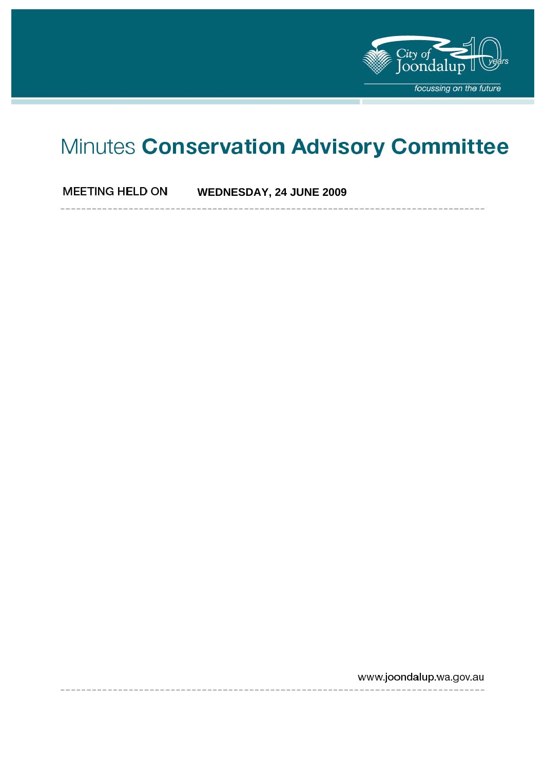# Minutes **Conservation Advisory Committee**

**MEETING HELD ON** **WEDNESDAY, 24 JUNE 2009**

www.joondalup.wa.gov.au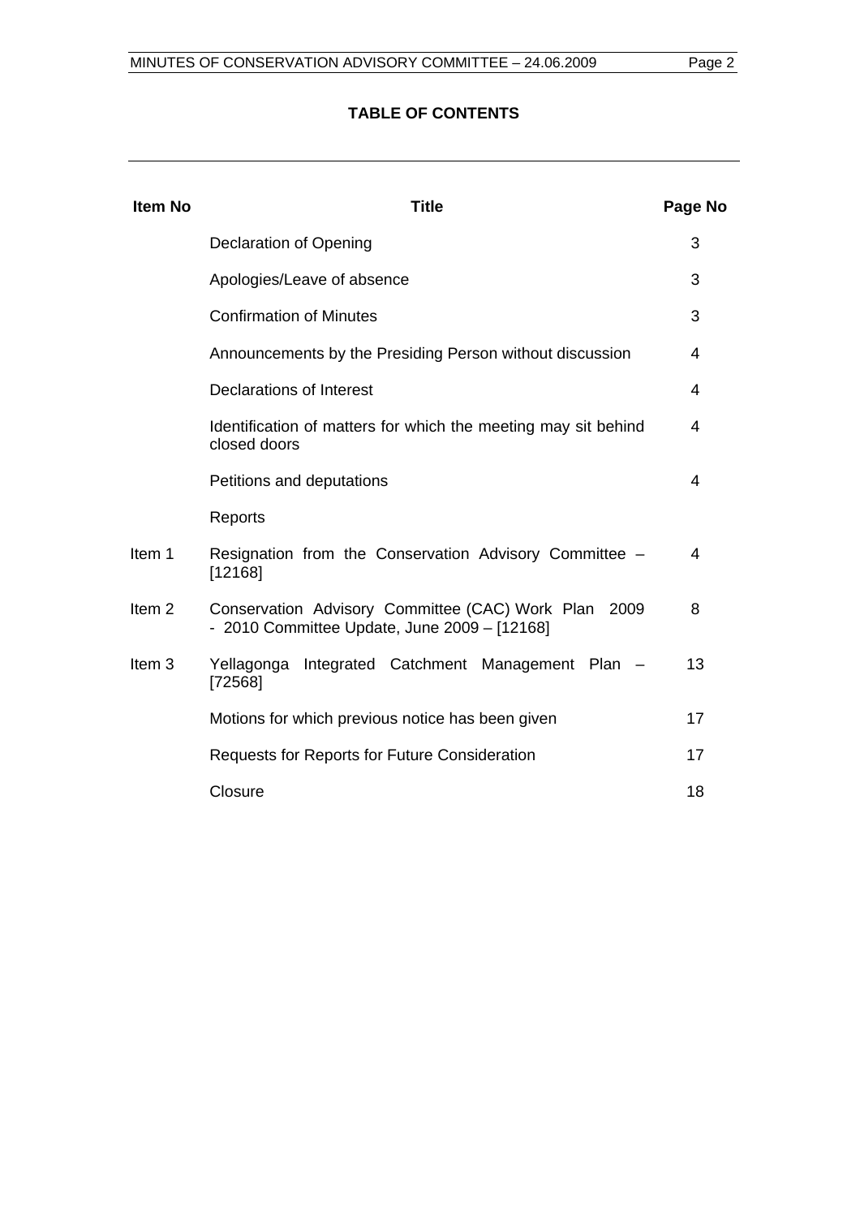**TABLE OF CONTENTS**

| Item No | Title | Page No |
|---|---|---|
| | Declaration of Opening | 3 |
| | Apologies/Leave of absence | 3 |
| | Confirmation of Minutes | 3 |
| | Announcements by the Presiding Person without discussion | 4 |
| | Declarations of Interest | 4 |
| | Identification of matters for which the meeting may sit behind closed doors | 4 |
| | Petitions and deputations | 4 |
| | Reports | |
| Item 1 | Resignation from the Conservation Advisory Committee – [12168] | 4 |
| Item 2 | Conservation Advisory Committee (CAC) Work Plan 2009 - 2010 Committee Update, June 2009 – [12168] | 8 |
| Item 3 | Yellagonga Integrated Catchment Management Plan – [72568] | 13 |
| | Motions for which previous notice has been given | 17 |
| | Requests for Reports for Future Consideration | 17 |
| | Closure | 18 |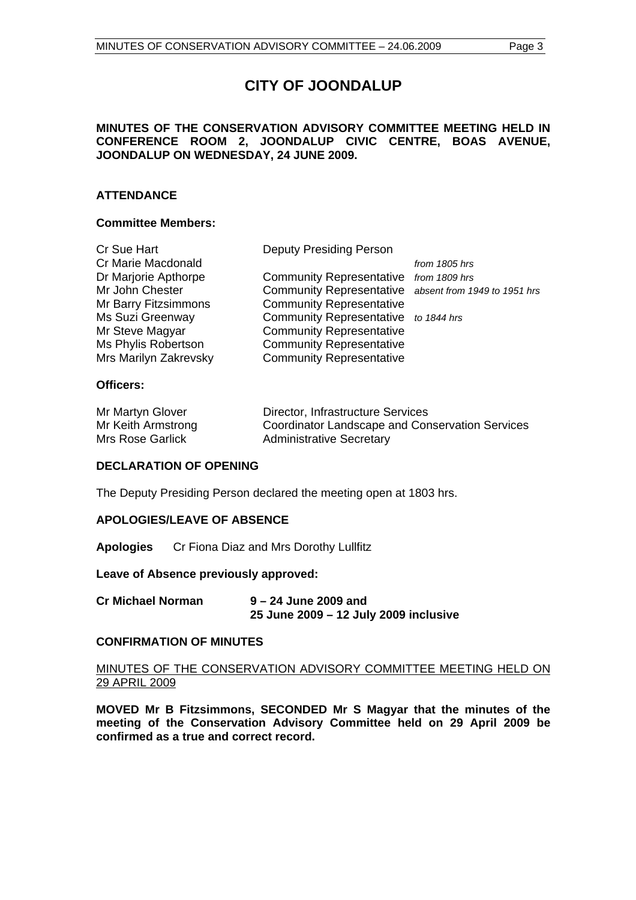# CITY OF JOONDALUP

**MINUTES OF THE CONSERVATION ADVISORY COMMITTEE MEETING HELD IN CONFERENCE ROOM 2, JOONDALUP CIVIC CENTRE, BOAS AVENUE, JOONDALUP ON WEDNESDAY, 24 JUNE 2009.**

## ATTENDANCE

### Committee Members:

| | | |
|---|---|---|
| Cr Sue Hart | Deputy Presiding Person | |
| Cr Marie Macdonald | | *from 1805 hrs* |
| Dr Marjorie Apthorpe | Community Representative | *from 1809 hrs* |
| Mr John Chester | Community Representative | *absent from 1949 to 1951 hrs* |
| Mr Barry Fitzsimmons | Community Representative | |
| Ms Suzi Greenway | Community Representative | *to 1844 hrs* |
| Mr Steve Magyar | Community Representative | |
| Ms Phylis Robertson | Community Representative | |
| Mrs Marilyn Zakrevsky | Community Representative | |

### Officers:

| | |
|---|---|
| Mr Martyn Glover | Director, Infrastructure Services |
| Mr Keith Armstrong | Coordinator Landscape and Conservation Services |
| Mrs Rose Garlick | Administrative Secretary |

## DECLARATION OF OPENING

The Deputy Presiding Person declared the meeting open at 1803 hrs.

## APOLOGIES/LEAVE OF ABSENCE

**Apologies** Cr Fiona Diaz and Mrs Dorothy Lullfitz

**Leave of Absence previously approved:**

**Cr Michael Norman** **9 – 24 June 2009 and**
**25 June 2009 – 12 July 2009 inclusive**

## CONFIRMATION OF MINUTES

MINUTES OF THE CONSERVATION ADVISORY COMMITTEE MEETING HELD ON 29 APRIL 2009

**MOVED Mr B Fitzsimmons, SECONDED Mr S Magyar that the minutes of the meeting of the Conservation Advisory Committee held on 29 April 2009 be confirmed as a true and correct record.**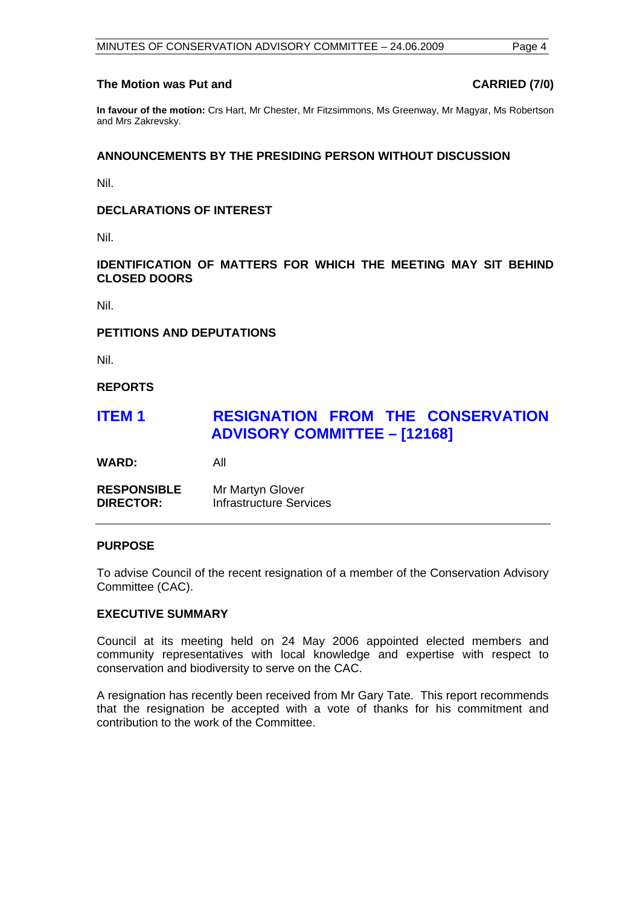**The Motion was Put and CARRIED (7/0)**

**In favour of the motion:** Crs Hart, Mr Chester, Mr Fitzsimmons, Ms Greenway, Mr Magyar, Ms Robertson and Mrs Zakrevsky.

### ANNOUNCEMENTS BY THE PRESIDING PERSON WITHOUT DISCUSSION

Nil.

### DECLARATIONS OF INTEREST

Nil.

### IDENTIFICATION OF MATTERS FOR WHICH THE MEETING MAY SIT BEHIND CLOSED DOORS

Nil.

### PETITIONS AND DEPUTATIONS

Nil.

### REPORTS

## ITEM 1 RESIGNATION FROM THE CONSERVATION ADVISORY COMMITTEE – [12168]

**WARD:** All

**RESPONSIBLE DIRECTOR:** Mr Martyn Glover
Infrastructure Services

---

### PURPOSE

To advise Council of the recent resignation of a member of the Conservation Advisory Committee (CAC).

### EXECUTIVE SUMMARY

Council at its meeting held on 24 May 2006 appointed elected members and community representatives with local knowledge and expertise with respect to conservation and biodiversity to serve on the CAC.

A resignation has recently been received from Mr Gary Tate. This report recommends that the resignation be accepted with a vote of thanks for his commitment and contribution to the work of the Committee.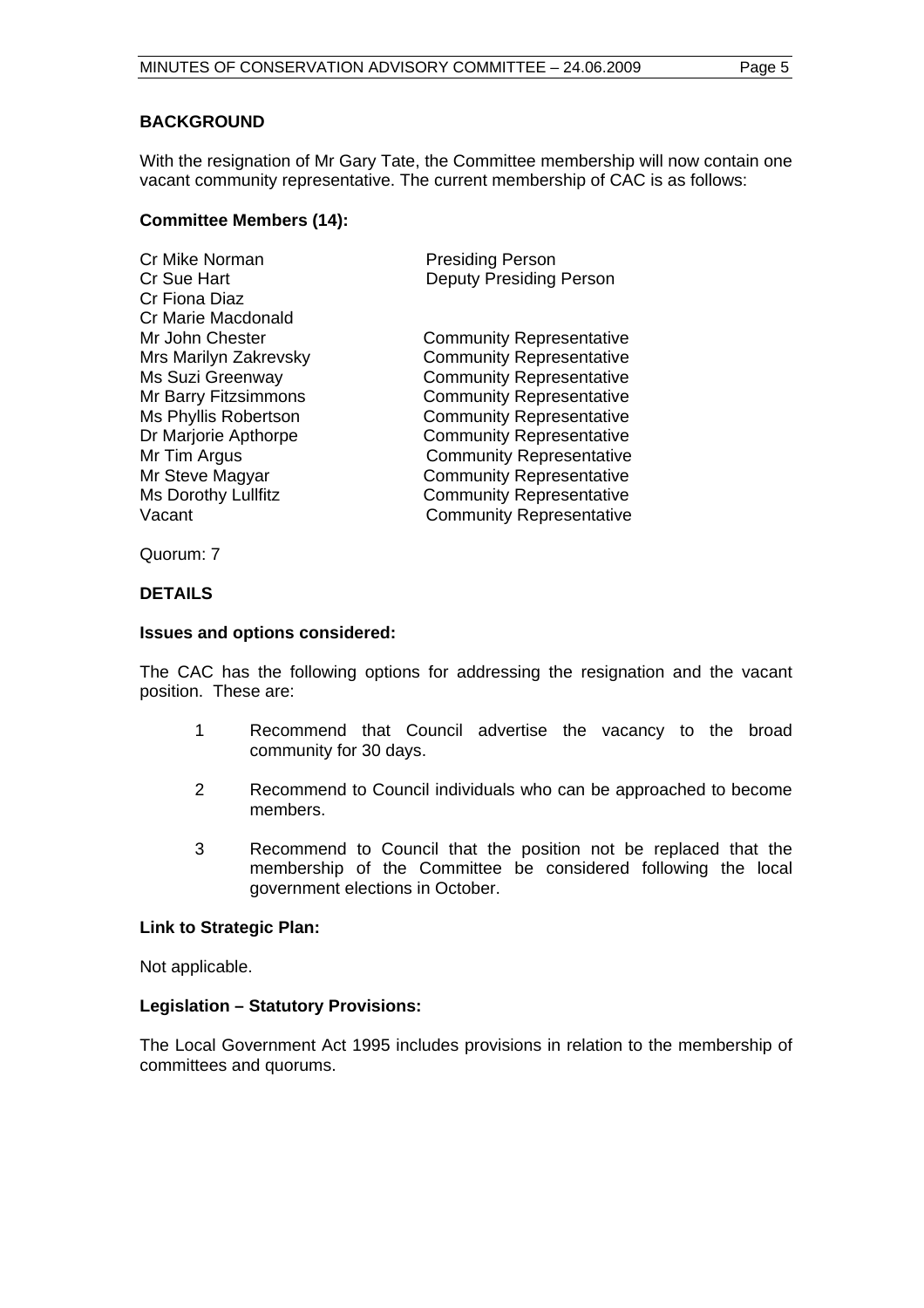## BACKGROUND

With the resignation of Mr Gary Tate, the Committee membership will now contain one vacant community representative. The current membership of CAC is as follows:

**Committee Members (14):**

| | |
|---|---|
| Cr Mike Norman | Presiding Person |
| Cr Sue Hart | Deputy Presiding Person |
| Cr Fiona Diaz | |
| Cr Marie Macdonald | |
| Mr John Chester | Community Representative |
| Mrs Marilyn Zakrevsky | Community Representative |
| Ms Suzi Greenway | Community Representative |
| Mr Barry Fitzsimmons | Community Representative |
| Ms Phyllis Robertson | Community Representative |
| Dr Marjorie Apthorpe | Community Representative |
| Mr Tim Argus | Community Representative |
| Mr Steve Magyar | Community Representative |
| Ms Dorothy Lullfitz | Community Representative |
| Vacant | Community Representative |

Quorum: 7

## DETAILS

**Issues and options considered:**

The CAC has the following options for addressing the resignation and the vacant position. These are:

1. Recommend that Council advertise the vacancy to the broad community for 30 days.
2. Recommend to Council individuals who can be approached to become members.
3. Recommend to Council that the position not be replaced that the membership of the Committee be considered following the local government elections in October.

**Link to Strategic Plan:**

Not applicable.

**Legislation – Statutory Provisions:**

The Local Government Act 1995 includes provisions in relation to the membership of committees and quorums.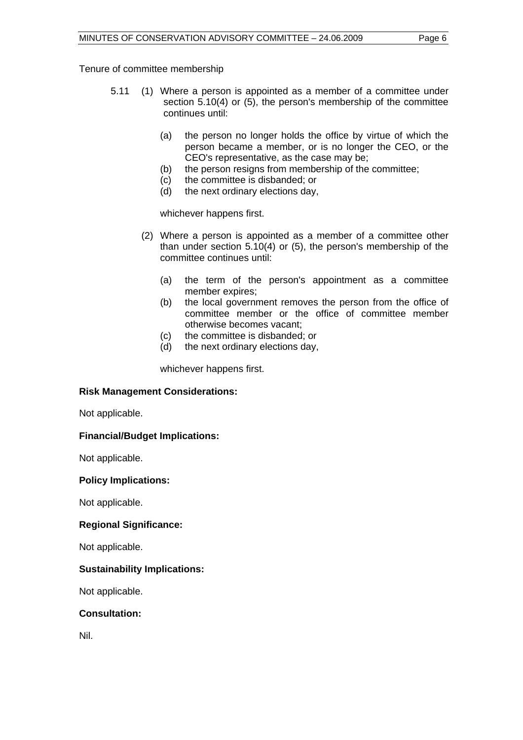Tenure of committee membership

5.11 (1) Where a person is appointed as a member of a committee under section 5.10(4) or (5), the person's membership of the committee continues until:

- (a) the person no longer holds the office by virtue of which the person became a member, or is no longer the CEO, or the CEO's representative, as the case may be;
- (b) the person resigns from membership of the committee;
- (c) the committee is disbanded; or
- (d) the next ordinary elections day,

whichever happens first.

(2) Where a person is appointed as a member of a committee other than under section 5.10(4) or (5), the person's membership of the committee continues until:

- (a) the term of the person's appointment as a committee member expires;
- (b) the local government removes the person from the office of committee member or the office of committee member otherwise becomes vacant;
- (c) the committee is disbanded; or
- (d) the next ordinary elections day,

whichever happens first.

**Risk Management Considerations:**

Not applicable.

**Financial/Budget Implications:**

Not applicable.

**Policy Implications:**

Not applicable.

**Regional Significance:**

Not applicable.

**Sustainability Implications:**

Not applicable.

**Consultation:**

Nil.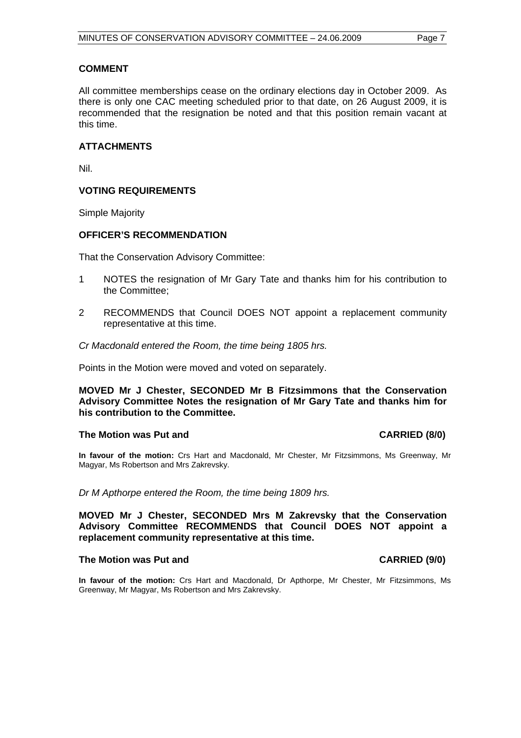### COMMENT

All committee memberships cease on the ordinary elections day in October 2009. As there is only one CAC meeting scheduled prior to that date, on 26 August 2009, it is recommended that the resignation be noted and that this position remain vacant at this time.

### ATTACHMENTS

Nil.

### VOTING REQUIREMENTS

Simple Majority

### OFFICER'S RECOMMENDATION

That the Conservation Advisory Committee:

1. NOTES the resignation of Mr Gary Tate and thanks him for his contribution to the Committee;

2. RECOMMENDS that Council DOES NOT appoint a replacement community representative at this time.

*Cr Macdonald entered the Room, the time being 1805 hrs.*

Points in the Motion were moved and voted on separately.

**MOVED Mr J Chester, SECONDED Mr B Fitzsimmons that the Conservation Advisory Committee Notes the resignation of Mr Gary Tate and thanks him for his contribution to the Committee.**

**The Motion was Put and CARRIED (8/0)**

**In favour of the motion:** Crs Hart and Macdonald, Mr Chester, Mr Fitzsimmons, Ms Greenway, Mr Magyar, Ms Robertson and Mrs Zakrevsky.

*Dr M Apthorpe entered the Room, the time being 1809 hrs.*

**MOVED Mr J Chester, SECONDED Mrs M Zakrevsky that the Conservation Advisory Committee RECOMMENDS that Council DOES NOT appoint a replacement community representative at this time.**

**The Motion was Put and CARRIED (9/0)**

**In favour of the motion:** Crs Hart and Macdonald, Dr Apthorpe, Mr Chester, Mr Fitzsimmons, Ms Greenway, Mr Magyar, Ms Robertson and Mrs Zakrevsky.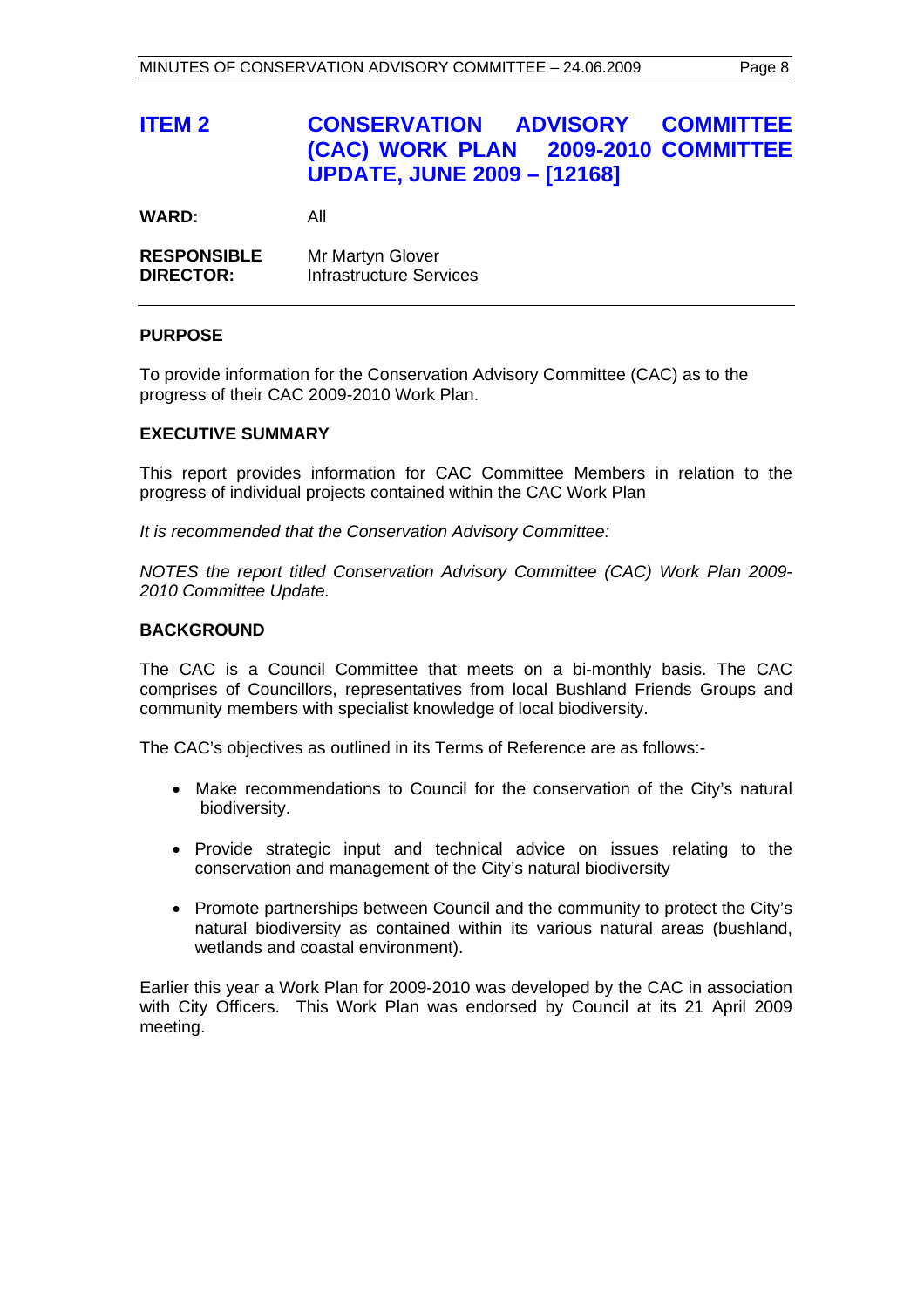## ITEM 2 CONSERVATION ADVISORY COMMITTEE (CAC) WORK PLAN 2009-2010 COMMITTEE UPDATE, JUNE 2009 – [12168]

**WARD:** All

**RESPONSIBLE DIRECTOR:** Mr Martyn Glover
Infrastructure Services

---

### PURPOSE

To provide information for the Conservation Advisory Committee (CAC) as to the progress of their CAC 2009-2010 Work Plan.

### EXECUTIVE SUMMARY

This report provides information for CAC Committee Members in relation to the progress of individual projects contained within the CAC Work Plan

*It is recommended that the Conservation Advisory Committee:*

*NOTES the report titled Conservation Advisory Committee (CAC) Work Plan 2009-2010 Committee Update.*

### BACKGROUND

The CAC is a Council Committee that meets on a bi-monthly basis. The CAC comprises of Councillors, representatives from local Bushland Friends Groups and community members with specialist knowledge of local biodiversity.

The CAC's objectives as outlined in its Terms of Reference are as follows:-

- Make recommendations to Council for the conservation of the City's natural biodiversity.
- Provide strategic input and technical advice on issues relating to the conservation and management of the City's natural biodiversity
- Promote partnerships between Council and the community to protect the City's natural biodiversity as contained within its various natural areas (bushland, wetlands and coastal environment).

Earlier this year a Work Plan for 2009-2010 was developed by the CAC in association with City Officers. This Work Plan was endorsed by Council at its 21 April 2009 meeting.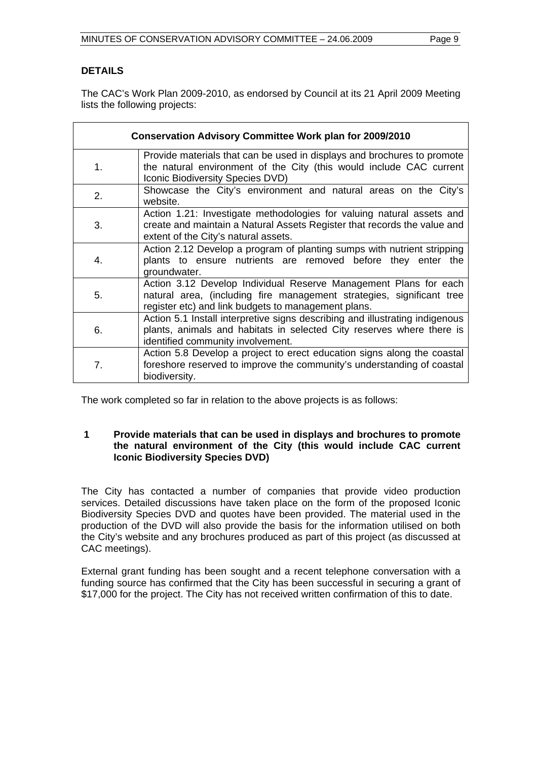## DETAILS

The CAC's Work Plan 2009-2010, as endorsed by Council at its 21 April 2009 Meeting lists the following projects:

| Conservation Advisory Committee Work plan for 2009/2010 | |
|---|---|
| 1. | Provide materials that can be used in displays and brochures to promote the natural environment of the City (this would include CAC current Iconic Biodiversity Species DVD) |
| 2. | Showcase the City's environment and natural areas on the City's website. |
| 3. | Action 1.21: Investigate methodologies for valuing natural assets and create and maintain a Natural Assets Register that records the value and extent of the City's natural assets. |
| 4. | Action 2.12 Develop a program of planting sumps with nutrient stripping plants to ensure nutrients are removed before they enter the groundwater. |
| 5. | Action 3.12 Develop Individual Reserve Management Plans for each natural area, (including fire management strategies, significant tree register etc) and link budgets to management plans. |
| 6. | Action 5.1 Install interpretive signs describing and illustrating indigenous plants, animals and habitats in selected City reserves where there is identified community involvement. |
| 7. | Action 5.8 Develop a project to erect education signs along the coastal foreshore reserved to improve the community's understanding of coastal biodiversity. |

The work completed so far in relation to the above projects is as follows:

### 1 Provide materials that can be used in displays and brochures to promote the natural environment of the City (this would include CAC current Iconic Biodiversity Species DVD)

The City has contacted a number of companies that provide video production services. Detailed discussions have taken place on the form of the proposed Iconic Biodiversity Species DVD and quotes have been provided. The material used in the production of the DVD will also provide the basis for the information utilised on both the City's website and any brochures produced as part of this project (as discussed at CAC meetings).

External grant funding has been sought and a recent telephone conversation with a funding source has confirmed that the City has been successful in securing a grant of $17,000 for the project. The City has not received written confirmation of this to date.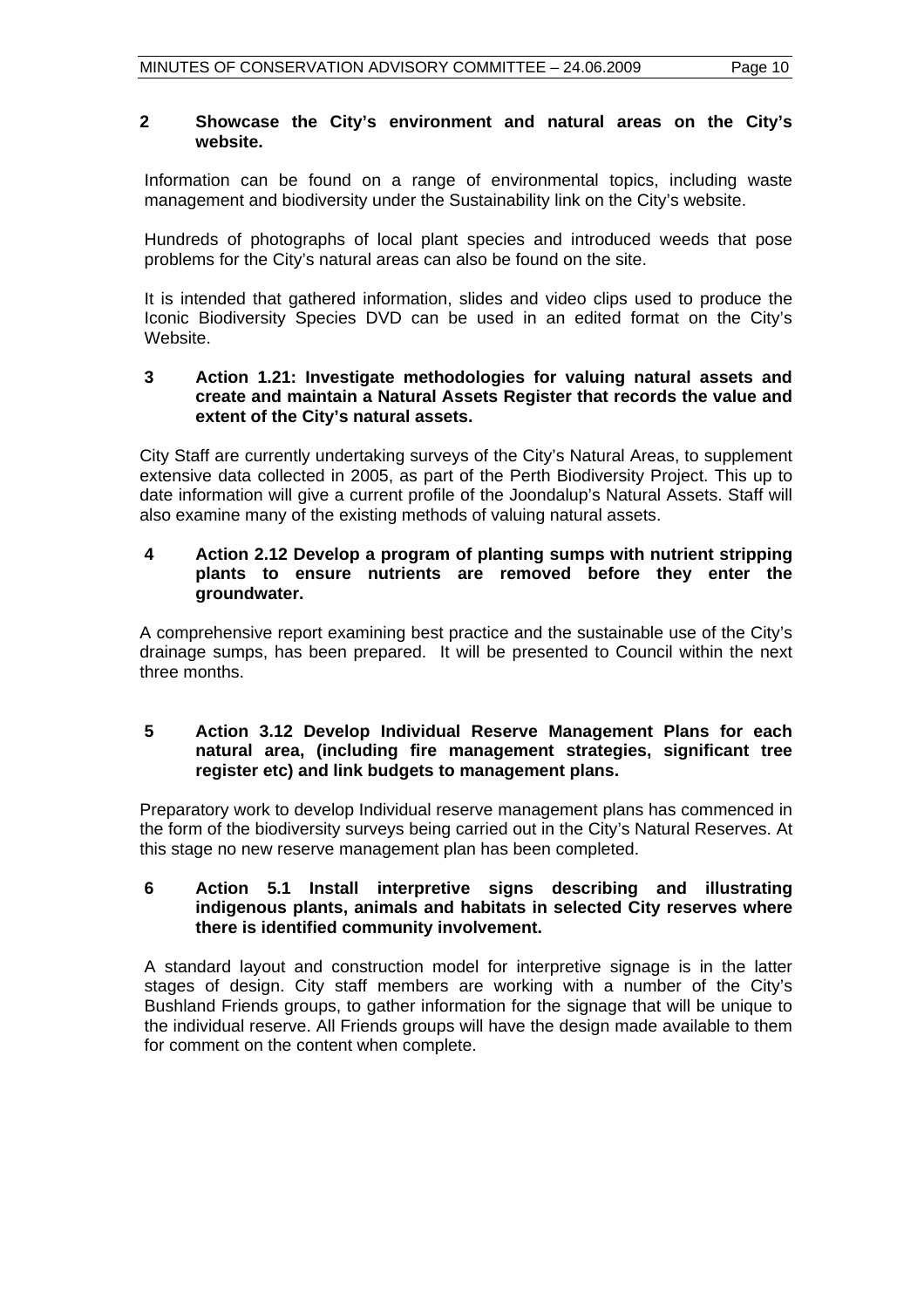**2 Showcase the City's environment and natural areas on the City's website.**

Information can be found on a range of environmental topics, including waste management and biodiversity under the Sustainability link on the City's website.

Hundreds of photographs of local plant species and introduced weeds that pose problems for the City's natural areas can also be found on the site.

It is intended that gathered information, slides and video clips used to produce the Iconic Biodiversity Species DVD can be used in an edited format on the City's Website.

**3 Action 1.21: Investigate methodologies for valuing natural assets and create and maintain a Natural Assets Register that records the value and extent of the City's natural assets.**

City Staff are currently undertaking surveys of the City's Natural Areas, to supplement extensive data collected in 2005, as part of the Perth Biodiversity Project. This up to date information will give a current profile of the Joondalup's Natural Assets. Staff will also examine many of the existing methods of valuing natural assets.

**4 Action 2.12 Develop a program of planting sumps with nutrient stripping plants to ensure nutrients are removed before they enter the groundwater.**

A comprehensive report examining best practice and the sustainable use of the City's drainage sumps, has been prepared. It will be presented to Council within the next three months.

**5 Action 3.12 Develop Individual Reserve Management Plans for each natural area, (including fire management strategies, significant tree register etc) and link budgets to management plans.**

Preparatory work to develop Individual reserve management plans has commenced in the form of the biodiversity surveys being carried out in the City's Natural Reserves. At this stage no new reserve management plan has been completed.

**6 Action 5.1 Install interpretive signs describing and illustrating indigenous plants, animals and habitats in selected City reserves where there is identified community involvement.**

A standard layout and construction model for interpretive signage is in the latter stages of design. City staff members are working with a number of the City's Bushland Friends groups, to gather information for the signage that will be unique to the individual reserve. All Friends groups will have the design made available to them for comment on the content when complete.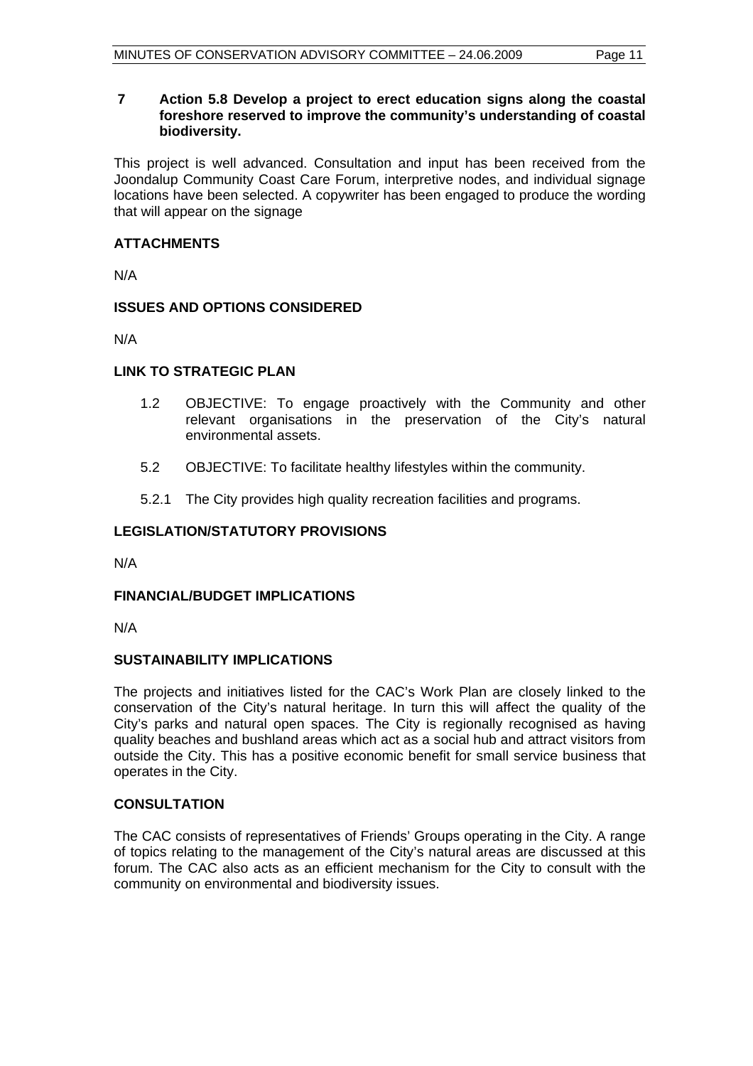## 7 Action 5.8 Develop a project to erect education signs along the coastal foreshore reserved to improve the community's understanding of coastal biodiversity.

This project is well advanced. Consultation and input has been received from the Joondalup Community Coast Care Forum, interpretive nodes, and individual signage locations have been selected. A copywriter has been engaged to produce the wording that will appear on the signage

### ATTACHMENTS

N/A

### ISSUES AND OPTIONS CONSIDERED

N/A

### LINK TO STRATEGIC PLAN

- 1.2 OBJECTIVE: To engage proactively with the Community and other relevant organisations in the preservation of the City's natural environmental assets.
- 5.2 OBJECTIVE: To facilitate healthy lifestyles within the community.
- 5.2.1 The City provides high quality recreation facilities and programs.

### LEGISLATION/STATUTORY PROVISIONS

N/A

### FINANCIAL/BUDGET IMPLICATIONS

N/A

### SUSTAINABILITY IMPLICATIONS

The projects and initiatives listed for the CAC's Work Plan are closely linked to the conservation of the City's natural heritage. In turn this will affect the quality of the City's parks and natural open spaces. The City is regionally recognised as having quality beaches and bushland areas which act as a social hub and attract visitors from outside the City. This has a positive economic benefit for small service business that operates in the City.

### CONSULTATION

The CAC consists of representatives of Friends' Groups operating in the City. A range of topics relating to the management of the City's natural areas are discussed at this forum. The CAC also acts as an efficient mechanism for the City to consult with the community on environmental and biodiversity issues.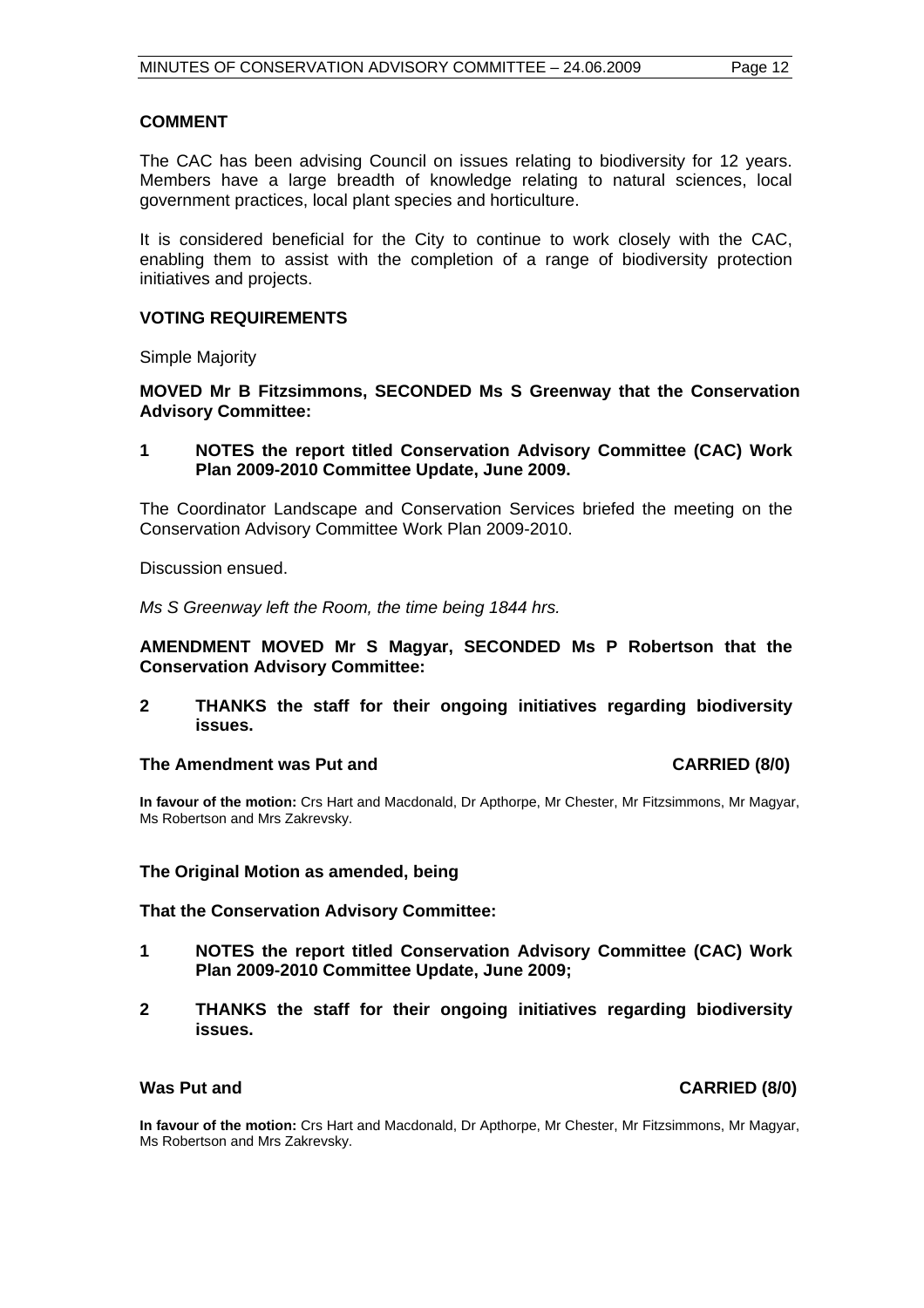**COMMENT**

The CAC has been advising Council on issues relating to biodiversity for 12 years. Members have a large breadth of knowledge relating to natural sciences, local government practices, local plant species and horticulture.

It is considered beneficial for the City to continue to work closely with the CAC, enabling them to assist with the completion of a range of biodiversity protection initiatives and projects.

**VOTING REQUIREMENTS**

Simple Majority

**MOVED Mr B Fitzsimmons, SECONDED Ms S Greenway that the Conservation Advisory Committee:**

**1 NOTES the report titled Conservation Advisory Committee (CAC) Work Plan 2009-2010 Committee Update, June 2009.**

The Coordinator Landscape and Conservation Services briefed the meeting on the Conservation Advisory Committee Work Plan 2009-2010.

Discussion ensued.

*Ms S Greenway left the Room, the time being 1844 hrs.*

**AMENDMENT MOVED Mr S Magyar, SECONDED Ms P Robertson that the Conservation Advisory Committee:**

**2 THANKS the staff for their ongoing initiatives regarding biodiversity issues.**

**The Amendment was Put and CARRIED (8/0)**

**In favour of the motion:** Crs Hart and Macdonald, Dr Apthorpe, Mr Chester, Mr Fitzsimmons, Mr Magyar, Ms Robertson and Mrs Zakrevsky.

**The Original Motion as amended, being**

**That the Conservation Advisory Committee:**

**1 NOTES the report titled Conservation Advisory Committee (CAC) Work Plan 2009-2010 Committee Update, June 2009;**

**2 THANKS the staff for their ongoing initiatives regarding biodiversity issues.**

**Was Put and CARRIED (8/0)**

**In favour of the motion:** Crs Hart and Macdonald, Dr Apthorpe, Mr Chester, Mr Fitzsimmons, Mr Magyar, Ms Robertson and Mrs Zakrevsky.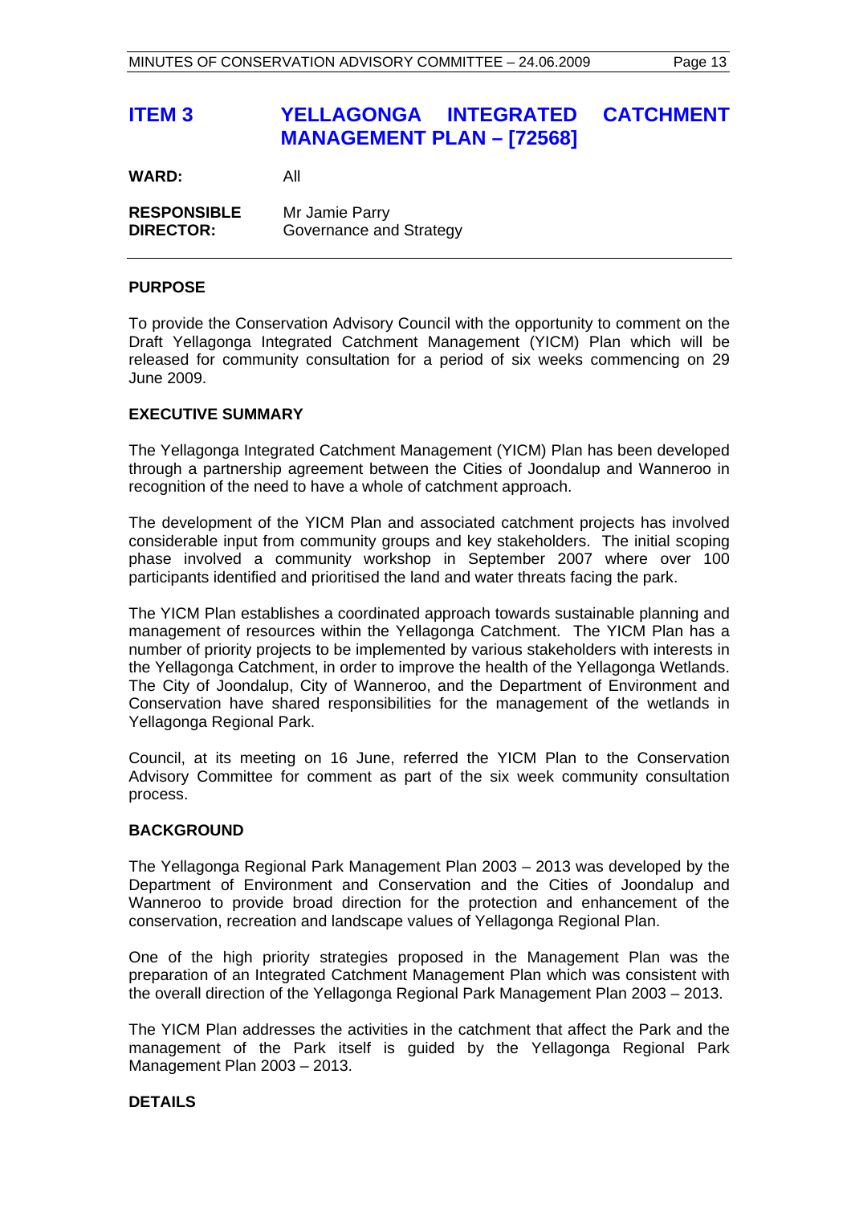# ITEM 3 YELLAGONGA INTEGRATED CATCHMENT MANAGEMENT PLAN – [72568]

**WARD:** All

**RESPONSIBLE DIRECTOR:** Mr Jamie Parry
Governance and Strategy

---

## PURPOSE

To provide the Conservation Advisory Council with the opportunity to comment on the Draft Yellagonga Integrated Catchment Management (YICM) Plan which will be released for community consultation for a period of six weeks commencing on 29 June 2009.

## EXECUTIVE SUMMARY

The Yellagonga Integrated Catchment Management (YICM) Plan has been developed through a partnership agreement between the Cities of Joondalup and Wanneroo in recognition of the need to have a whole of catchment approach.

The development of the YICM Plan and associated catchment projects has involved considerable input from community groups and key stakeholders. The initial scoping phase involved a community workshop in September 2007 where over 100 participants identified and prioritised the land and water threats facing the park.

The YICM Plan establishes a coordinated approach towards sustainable planning and management of resources within the Yellagonga Catchment. The YICM Plan has a number of priority projects to be implemented by various stakeholders with interests in the Yellagonga Catchment, in order to improve the health of the Yellagonga Wetlands. The City of Joondalup, City of Wanneroo, and the Department of Environment and Conservation have shared responsibilities for the management of the wetlands in Yellagonga Regional Park.

Council, at its meeting on 16 June, referred the YICM Plan to the Conservation Advisory Committee for comment as part of the six week community consultation process.

## BACKGROUND

The Yellagonga Regional Park Management Plan 2003 – 2013 was developed by the Department of Environment and Conservation and the Cities of Joondalup and Wanneroo to provide broad direction for the protection and enhancement of the conservation, recreation and landscape values of Yellagonga Regional Plan.

One of the high priority strategies proposed in the Management Plan was the preparation of an Integrated Catchment Management Plan which was consistent with the overall direction of the Yellagonga Regional Park Management Plan 2003 – 2013.

The YICM Plan addresses the activities in the catchment that affect the Park and the management of the Park itself is guided by the Yellagonga Regional Park Management Plan 2003 – 2013.

## DETAILS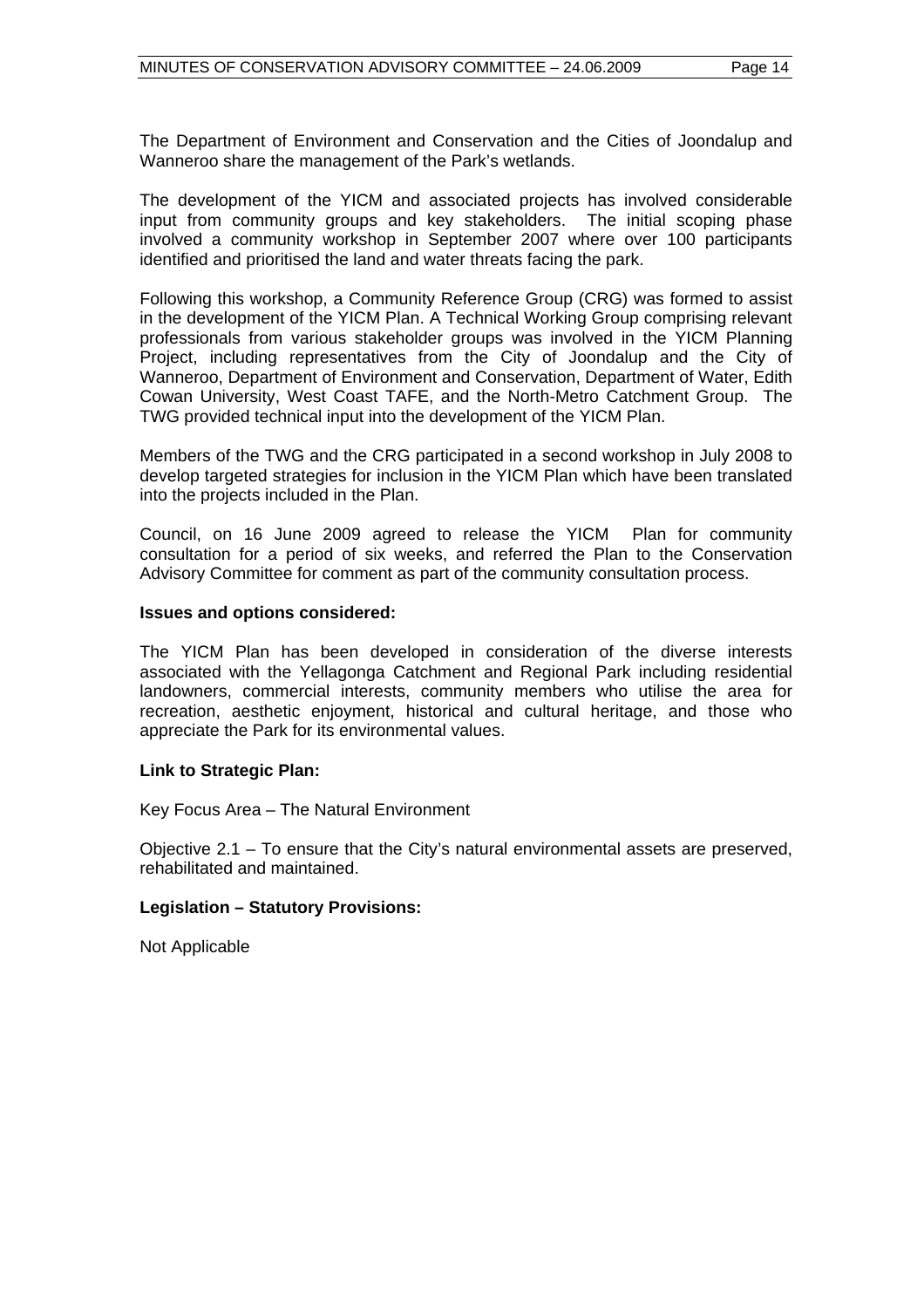The Department of Environment and Conservation and the Cities of Joondalup and Wanneroo share the management of the Park's wetlands.

The development of the YICM and associated projects has involved considerable input from community groups and key stakeholders. The initial scoping phase involved a community workshop in September 2007 where over 100 participants identified and prioritised the land and water threats facing the park.

Following this workshop, a Community Reference Group (CRG) was formed to assist in the development of the YICM Plan. A Technical Working Group comprising relevant professionals from various stakeholder groups was involved in the YICM Planning Project, including representatives from the City of Joondalup and the City of Wanneroo, Department of Environment and Conservation, Department of Water, Edith Cowan University, West Coast TAFE, and the North-Metro Catchment Group. The TWG provided technical input into the development of the YICM Plan.

Members of the TWG and the CRG participated in a second workshop in July 2008 to develop targeted strategies for inclusion in the YICM Plan which have been translated into the projects included in the Plan.

Council, on 16 June 2009 agreed to release the YICM Plan for community consultation for a period of six weeks, and referred the Plan to the Conservation Advisory Committee for comment as part of the community consultation process.

**Issues and options considered:**

The YICM Plan has been developed in consideration of the diverse interests associated with the Yellagonga Catchment and Regional Park including residential landowners, commercial interests, community members who utilise the area for recreation, aesthetic enjoyment, historical and cultural heritage, and those who appreciate the Park for its environmental values.

**Link to Strategic Plan:**

Key Focus Area – The Natural Environment

Objective 2.1 – To ensure that the City's natural environmental assets are preserved, rehabilitated and maintained.

**Legislation – Statutory Provisions:**

Not Applicable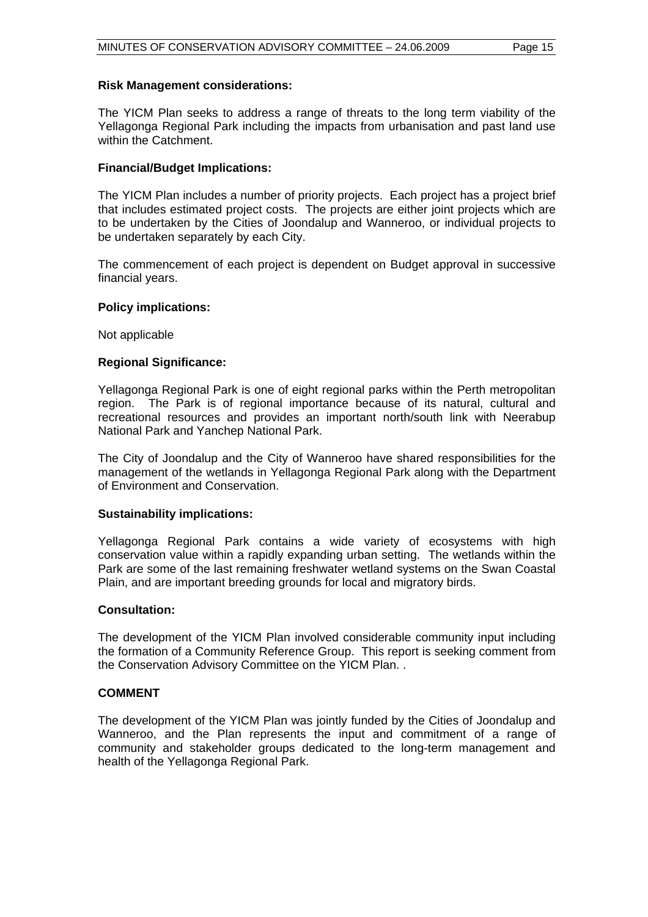**Risk Management considerations:**

The YICM Plan seeks to address a range of threats to the long term viability of the Yellagonga Regional Park including the impacts from urbanisation and past land use within the Catchment.

**Financial/Budget Implications:**

The YICM Plan includes a number of priority projects. Each project has a project brief that includes estimated project costs. The projects are either joint projects which are to be undertaken by the Cities of Joondalup and Wanneroo, or individual projects to be undertaken separately by each City.

The commencement of each project is dependent on Budget approval in successive financial years.

**Policy implications:**

Not applicable

**Regional Significance:**

Yellagonga Regional Park is one of eight regional parks within the Perth metropolitan region. The Park is of regional importance because of its natural, cultural and recreational resources and provides an important north/south link with Neerabup National Park and Yanchep National Park.

The City of Joondalup and the City of Wanneroo have shared responsibilities for the management of the wetlands in Yellagonga Regional Park along with the Department of Environment and Conservation.

**Sustainability implications:**

Yellagonga Regional Park contains a wide variety of ecosystems with high conservation value within a rapidly expanding urban setting. The wetlands within the Park are some of the last remaining freshwater wetland systems on the Swan Coastal Plain, and are important breeding grounds for local and migratory birds.

**Consultation:**

The development of the YICM Plan involved considerable community input including the formation of a Community Reference Group. This report is seeking comment from the Conservation Advisory Committee on the YICM Plan. .

**COMMENT**

The development of the YICM Plan was jointly funded by the Cities of Joondalup and Wanneroo, and the Plan represents the input and commitment of a range of community and stakeholder groups dedicated to the long-term management and health of the Yellagonga Regional Park.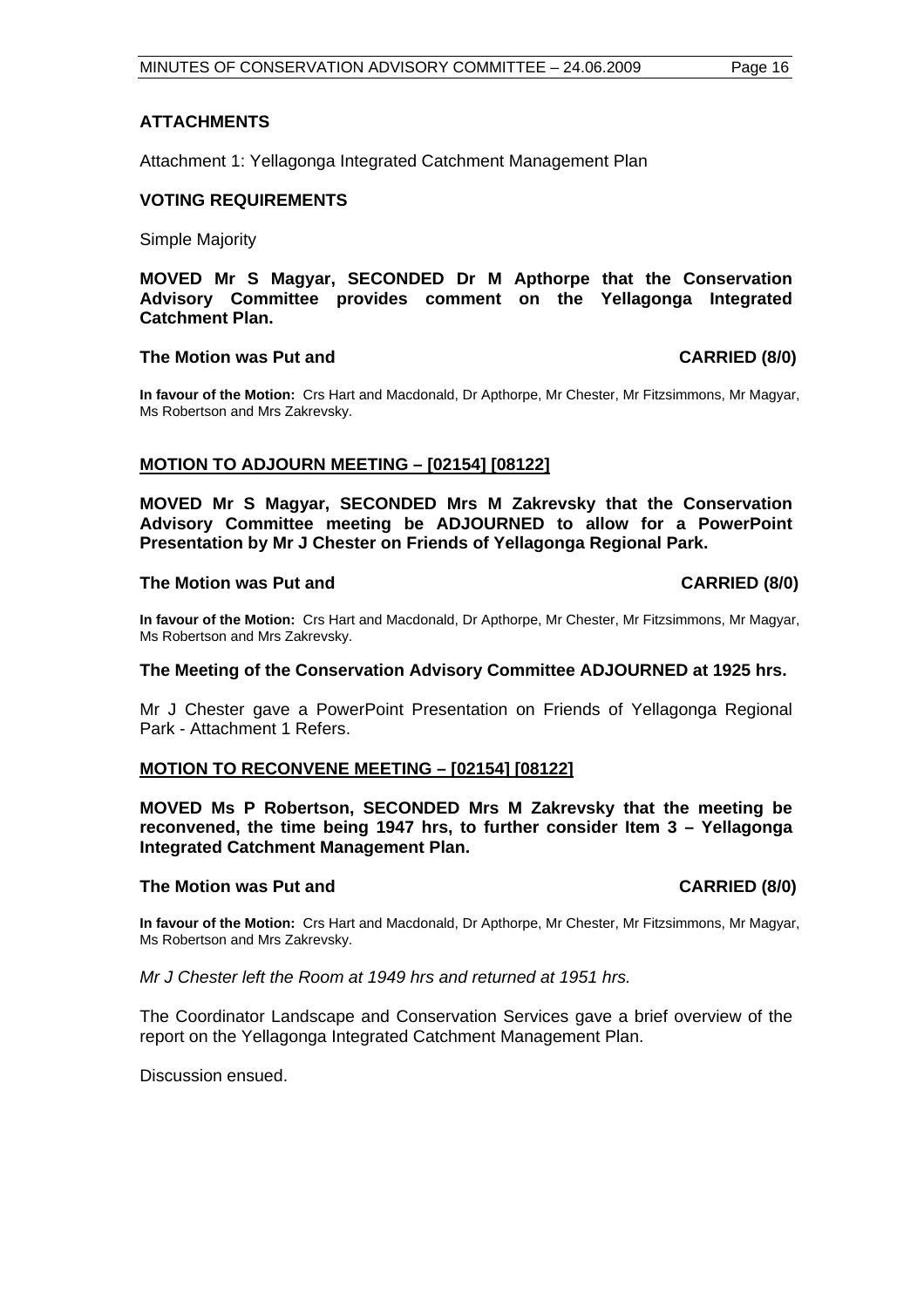**ATTACHMENTS**

Attachment 1: Yellagonga Integrated Catchment Management Plan

**VOTING REQUIREMENTS**

Simple Majority

**MOVED Mr S Magyar, SECONDED Dr M Apthorpe that the Conservation Advisory Committee provides comment on the Yellagonga Integrated Catchment Plan.**

**The Motion was Put and CARRIED (8/0)**

**In favour of the Motion:** Crs Hart and Macdonald, Dr Apthorpe, Mr Chester, Mr Fitzsimmons, Mr Magyar, Ms Robertson and Mrs Zakrevsky.

**MOTION TO ADJOURN MEETING – [02154] [08122]**

**MOVED Mr S Magyar, SECONDED Mrs M Zakrevsky that the Conservation Advisory Committee meeting be ADJOURNED to allow for a PowerPoint Presentation by Mr J Chester on Friends of Yellagonga Regional Park.**

**The Motion was Put and CARRIED (8/0)**

**In favour of the Motion:** Crs Hart and Macdonald, Dr Apthorpe, Mr Chester, Mr Fitzsimmons, Mr Magyar, Ms Robertson and Mrs Zakrevsky.

**The Meeting of the Conservation Advisory Committee ADJOURNED at 1925 hrs.**

Mr J Chester gave a PowerPoint Presentation on Friends of Yellagonga Regional Park - Attachment 1 Refers.

**MOTION TO RECONVENE MEETING – [02154] [08122]**

**MOVED Ms P Robertson, SECONDED Mrs M Zakrevsky that the meeting be reconvened, the time being 1947 hrs, to further consider Item 3 – Yellagonga Integrated Catchment Management Plan.**

**The Motion was Put and CARRIED (8/0)**

**In favour of the Motion:** Crs Hart and Macdonald, Dr Apthorpe, Mr Chester, Mr Fitzsimmons, Mr Magyar, Ms Robertson and Mrs Zakrevsky.

*Mr J Chester left the Room at 1949 hrs and returned at 1951 hrs.*

The Coordinator Landscape and Conservation Services gave a brief overview of the report on the Yellagonga Integrated Catchment Management Plan.

Discussion ensued.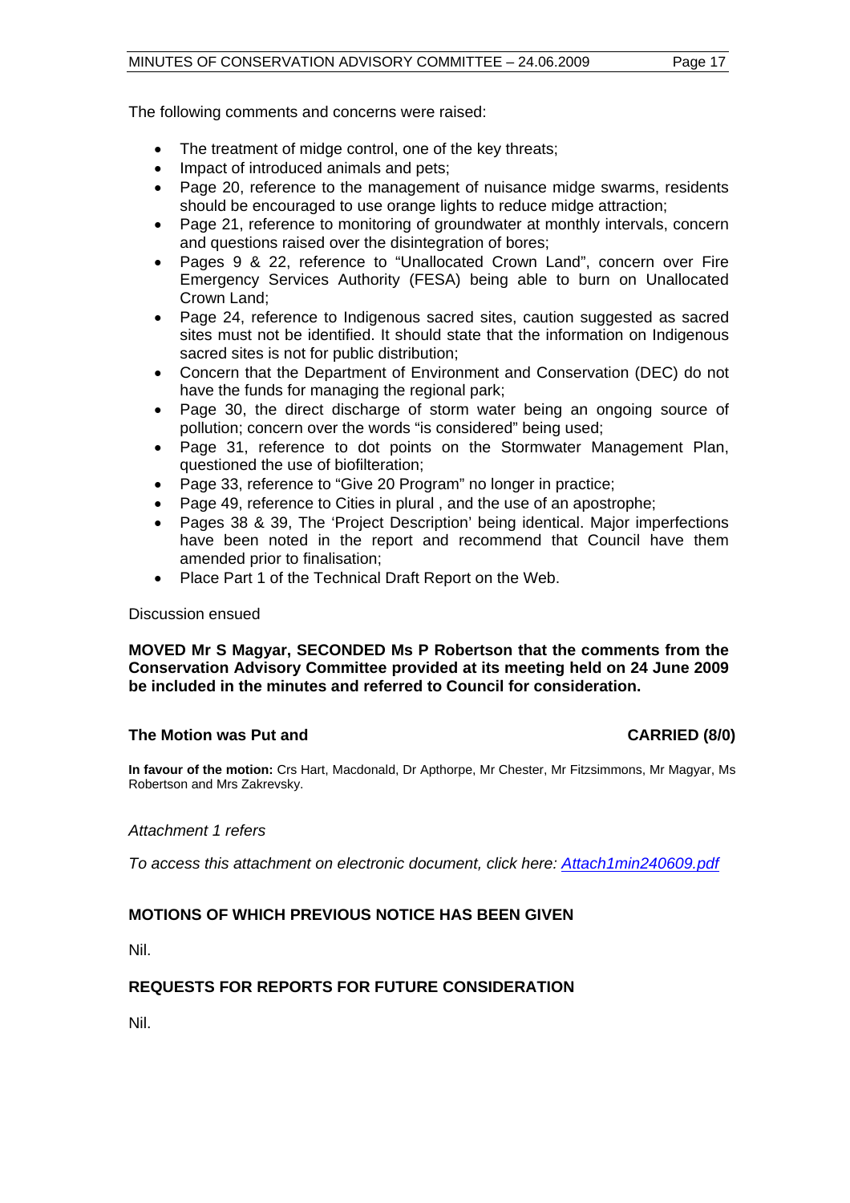The following comments and concerns were raised:

- The treatment of midge control, one of the key threats;
- Impact of introduced animals and pets;
- Page 20, reference to the management of nuisance midge swarms, residents should be encouraged to use orange lights to reduce midge attraction;
- Page 21, reference to monitoring of groundwater at monthly intervals, concern and questions raised over the disintegration of bores;
- Pages 9 & 22, reference to "Unallocated Crown Land", concern over Fire Emergency Services Authority (FESA) being able to burn on Unallocated Crown Land;
- Page 24, reference to Indigenous sacred sites, caution suggested as sacred sites must not be identified. It should state that the information on Indigenous sacred sites is not for public distribution;
- Concern that the Department of Environment and Conservation (DEC) do not have the funds for managing the regional park;
- Page 30, the direct discharge of storm water being an ongoing source of pollution; concern over the words "is considered" being used;
- Page 31, reference to dot points on the Stormwater Management Plan, questioned the use of biofilteration;
- Page 33, reference to "Give 20 Program" no longer in practice;
- Page 49, reference to Cities in plural , and the use of an apostrophe;
- Pages 38 & 39, The 'Project Description' being identical. Major imperfections have been noted in the report and recommend that Council have them amended prior to finalisation;
- Place Part 1 of the Technical Draft Report on the Web.

Discussion ensued

**MOVED Mr S Magyar, SECONDED Ms P Robertson that the comments from the Conservation Advisory Committee provided at its meeting held on 24 June 2009 be included in the minutes and referred to Council for consideration.**

**The Motion was Put and CARRIED (8/0)**

**In favour of the motion:** Crs Hart, Macdonald, Dr Apthorpe, Mr Chester, Mr Fitzsimmons, Mr Magyar, Ms Robertson and Mrs Zakrevsky.

*Attachment 1 refers*

*To access this attachment on electronic document, click here: Attach1min240609.pdf*

## MOTIONS OF WHICH PREVIOUS NOTICE HAS BEEN GIVEN

Nil.

## REQUESTS FOR REPORTS FOR FUTURE CONSIDERATION

Nil.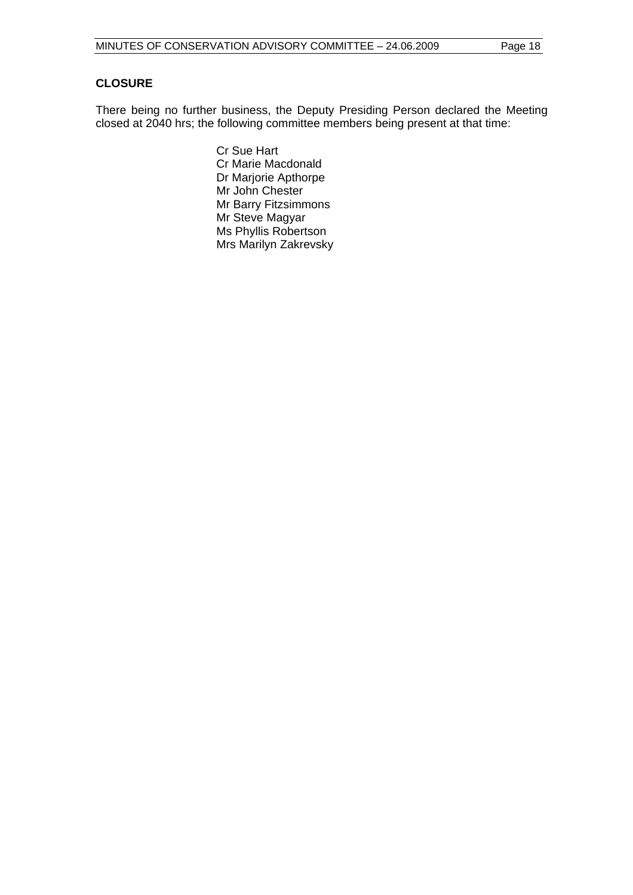**CLOSURE**

There being no further business, the Deputy Presiding Person declared the Meeting closed at 2040 hrs; the following committee members being present at that time:

Cr Sue Hart
Cr Marie Macdonald
Dr Marjorie Apthorpe
Mr John Chester
Mr Barry Fitzsimmons
Mr Steve Magyar
Ms Phyllis Robertson
Mrs Marilyn Zakrevsky